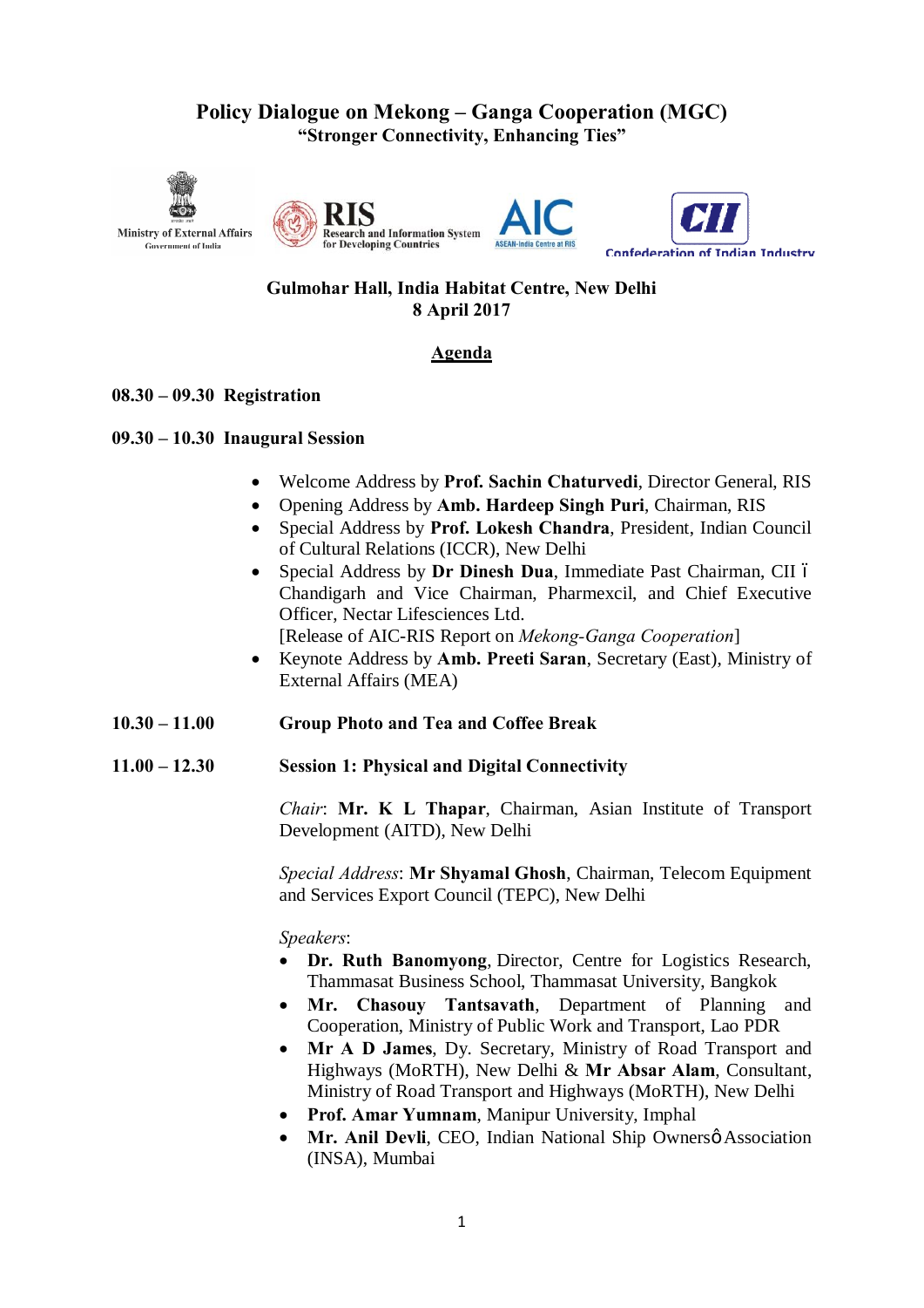# Policy Dialogue on Mekong – Ganga Cooperation (MGC)

**"Stronger Connectivity, Enhancing Ties"**

Ministry of External Affairs
Government of India

RIS Research and Information System for Developing Countries

AIC ASEAN-India Centre at RIS

CII Confederation of Indian Industry

**Gulmohar Hall, India Habitat Centre, New Delhi**
**8 April 2017**

## Agenda

**08.30 – 09.30 Registration**

**09.30 – 10.30 Inaugural Session**

- Welcome Address by **Prof. Sachin Chaturvedi**, Director General, RIS
- Opening Address by **Amb. Hardeep Singh Puri**, Chairman, RIS
- Special Address by **Prof. Lokesh Chandra**, President, Indian Council of Cultural Relations (ICCR), New Delhi
- Special Address by **Dr Dinesh Dua**, Immediate Past Chairman, CII ï Chandigarh and Vice Chairman, Pharmexcil, and Chief Executive Officer, Nectar Lifesciences Ltd.
  [Release of AIC-RIS Report on *Mekong-Ganga Cooperation*]
- Keynote Address by **Amb. Preeti Saran**, Secretary (East), Ministry of External Affairs (MEA)

**10.30 – 11.00 Group Photo and Tea and Coffee Break**

**11.00 – 12.30 Session 1: Physical and Digital Connectivity**

*Chair*: **Mr. K L Thapar**, Chairman, Asian Institute of Transport Development (AITD), New Delhi

*Special Address*: **Mr Shyamal Ghosh**, Chairman, Telecom Equipment and Services Export Council (TEPC), New Delhi

*Speakers*:

- **Dr. Ruth Banomyong**, Director, Centre for Logistics Research, Thammasat Business School, Thammasat University, Bangkok
- **Mr. Chasouy Tantsavath**, Department of Planning and Cooperation, Ministry of Public Work and Transport, Lao PDR
- **Mr A D James**, Dy. Secretary, Ministry of Road Transport and Highways (MoRTH), New Delhi & **Mr Absar Alam**, Consultant, Ministry of Road Transport and Highways (MoRTH), New Delhi
- **Prof. Amar Yumnam**, Manipur University, Imphal
- **Mr. Anil Devli**, CEO, Indian National Ship Ownersø Association (INSA), Mumbai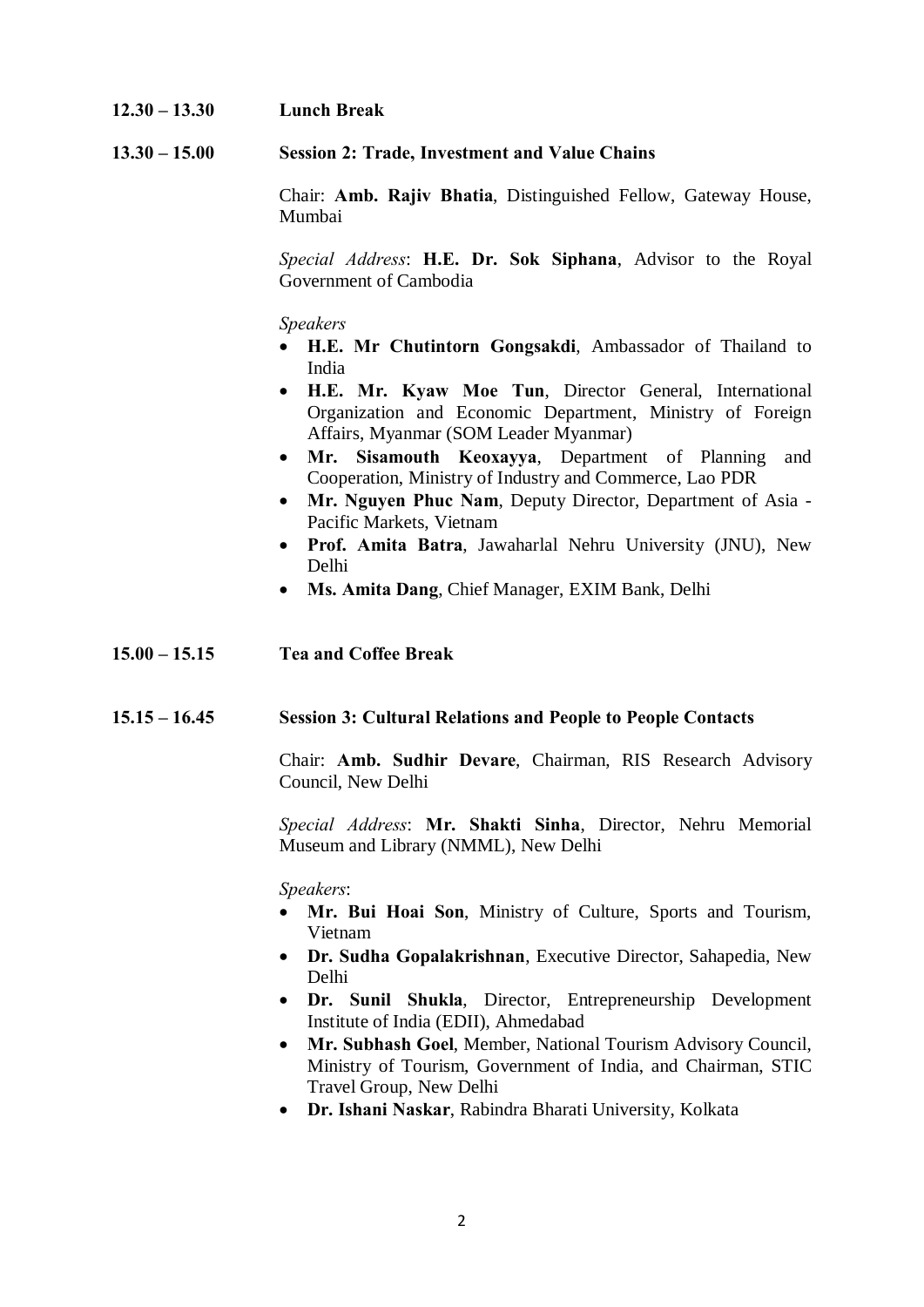**12.30 – 13.30** **Lunch Break**

**13.30 – 15.00** **Session 2: Trade, Investment and Value Chains**

Chair: **Amb. Rajiv Bhatia**, Distinguished Fellow, Gateway House, Mumbai

*Special Address*: **H.E. Dr. Sok Siphana**, Advisor to the Royal Government of Cambodia

*Speakers*

- **H.E. Mr Chutintorn Gongsakdi**, Ambassador of Thailand to India
- **H.E. Mr. Kyaw Moe Tun**, Director General, International Organization and Economic Department, Ministry of Foreign Affairs, Myanmar (SOM Leader Myanmar)
- **Mr. Sisamouth Keoxayya**, Department of Planning and Cooperation, Ministry of Industry and Commerce, Lao PDR
- **Mr. Nguyen Phuc Nam**, Deputy Director, Department of Asia - Pacific Markets, Vietnam
- **Prof. Amita Batra**, Jawaharlal Nehru University (JNU), New Delhi
- **Ms. Amita Dang**, Chief Manager, EXIM Bank, Delhi

**15.00 – 15.15** **Tea and Coffee Break**

**15.15 – 16.45** **Session 3: Cultural Relations and People to People Contacts**

Chair: **Amb. Sudhir Devare**, Chairman, RIS Research Advisory Council, New Delhi

*Special Address*: **Mr. Shakti Sinha**, Director, Nehru Memorial Museum and Library (NMML), New Delhi

*Speakers*:

- **Mr. Bui Hoai Son**, Ministry of Culture, Sports and Tourism, Vietnam
- **Dr. Sudha Gopalakrishnan**, Executive Director, Sahapedia, New Delhi
- **Dr. Sunil Shukla**, Director, Entrepreneurship Development Institute of India (EDII), Ahmedabad
- **Mr. Subhash Goel**, Member, National Tourism Advisory Council, Ministry of Tourism, Government of India, and Chairman, STIC Travel Group, New Delhi
- **Dr. Ishani Naskar**, Rabindra Bharati University, Kolkata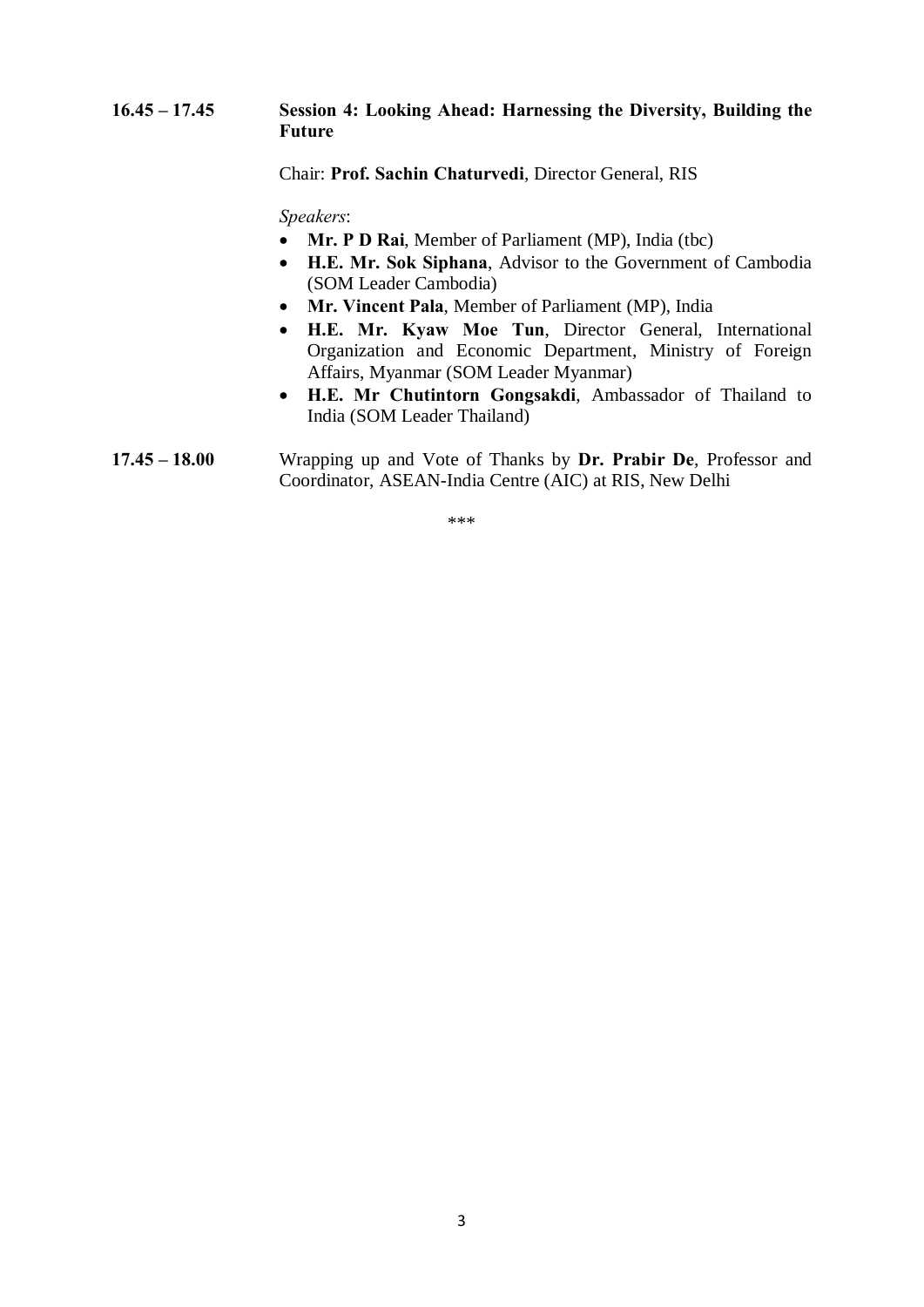**16.45 – 17.45** **Session 4: Looking Ahead: Harnessing the Diversity, Building the Future**

Chair: **Prof. Sachin Chaturvedi**, Director General, RIS

*Speakers*:

- **Mr. P D Rai**, Member of Parliament (MP), India (tbc)
- **H.E. Mr. Sok Siphana**, Advisor to the Government of Cambodia (SOM Leader Cambodia)
- **Mr. Vincent Pala**, Member of Parliament (MP), India
- **H.E. Mr. Kyaw Moe Tun**, Director General, International Organization and Economic Department, Ministry of Foreign Affairs, Myanmar (SOM Leader Myanmar)
- **H.E. Mr Chutintorn Gongsakdi**, Ambassador of Thailand to India (SOM Leader Thailand)

**17.45 – 18.00** Wrapping up and Vote of Thanks by **Dr. Prabir De**, Professor and Coordinator, ASEAN-India Centre (AIC) at RIS, New Delhi

***